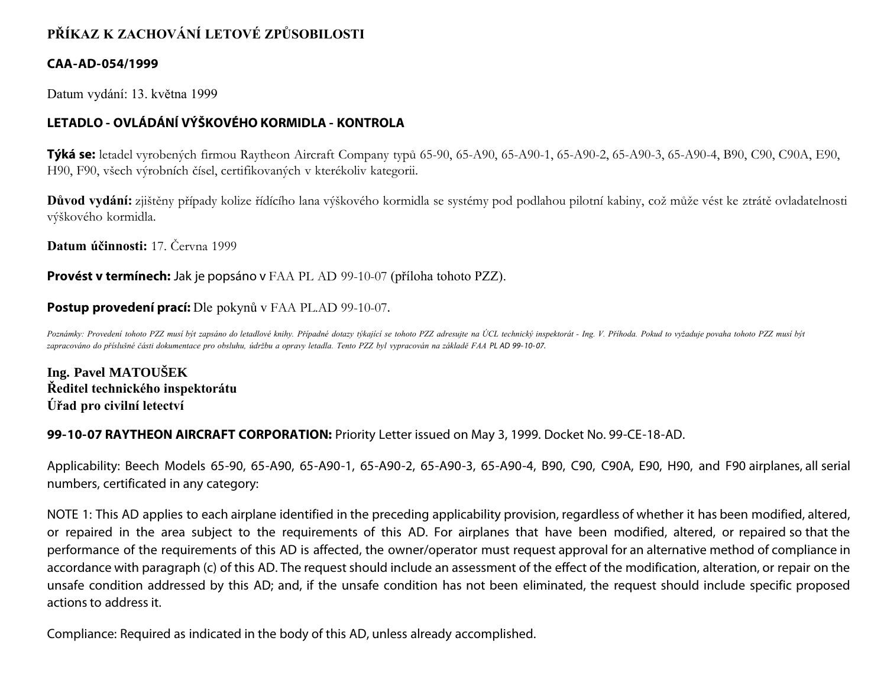# PŘÍKAZ K ZACHOVÁNÍ LETOVÉ ZPŮSOBILOSTI

## CAA-AD-054/1999

Datum vydání: 13. května 1999

## LETADLO - OVLÁDÁNÍ VÝŠKOVÉHO KORMIDLA - KONTROLA

**Týká se:** letadel vyrobených firmou Raytheon Aircraft Company typů 65-90, 65-A90, 65-A90-1, 65-A90-2, 65-A90-3, 65-A90-4, B90, C90, C90A, E90, H90, F90, všech výrobních čísel, certifikovaných v kterékoliv kategorii.

**Důvod vydání:** zjištěny případy kolize řídícího lana výškového kormidla se systémy pod podlahou pilotní kabiny, což může vést ke ztrátě ovladatelnosti výškového kormidla.

**Datum účinnosti:** 17. Června 1999

**Provést v termínech:** Jak je popsáno v FAA PL AD 99-10-07 (příloha tohoto PZZ).

**Postup provedení prací:** Dle pokynů v FAA PL.AD 99-10-07.

*Poznámky: Provedení tohoto PZZ musí být zapsáno do letadlové knihy. Případné dotazy týkající se tohoto PZZ adresujte na ÚCL technický inspektorát - Ing. V. Příhoda. Pokud to vyžaduje povaha tohoto PZZ musí být zapracováno do příslušné části dokumentace pro obsluhu, údržbu a opravy letadla. Tento PZZ byl vypracován na základě FAA PL AD 99-10-07.*

**Ing. Pavel MATOUŠEK**
**Ředitel technického inspektorátu**
**Úřad pro civilní letectví**

**99-10-07 RAYTHEON AIRCRAFT CORPORATION:** Priority Letter issued on May 3, 1999. Docket No. 99-CE-18-AD.

Applicability: Beech Models 65-90, 65-A90, 65-A90-1, 65-A90-2, 65-A90-3, 65-A90-4, B90, C90, C90A, E90, H90, and F90 airplanes, all serial numbers, certificated in any category:

NOTE 1: This AD applies to each airplane identified in the preceding applicability provision, regardless of whether it has been modified, altered, or repaired in the area subject to the requirements of this AD. For airplanes that have been modified, altered, or repaired so that the performance of the requirements of this AD is affected, the owner/operator must request approval for an alternative method of compliance in accordance with paragraph (c) of this AD. The request should include an assessment of the effect of the modification, alteration, or repair on the unsafe condition addressed by this AD; and, if the unsafe condition has not been eliminated, the request should include specific proposed actions to address it.

Compliance: Required as indicated in the body of this AD, unless already accomplished.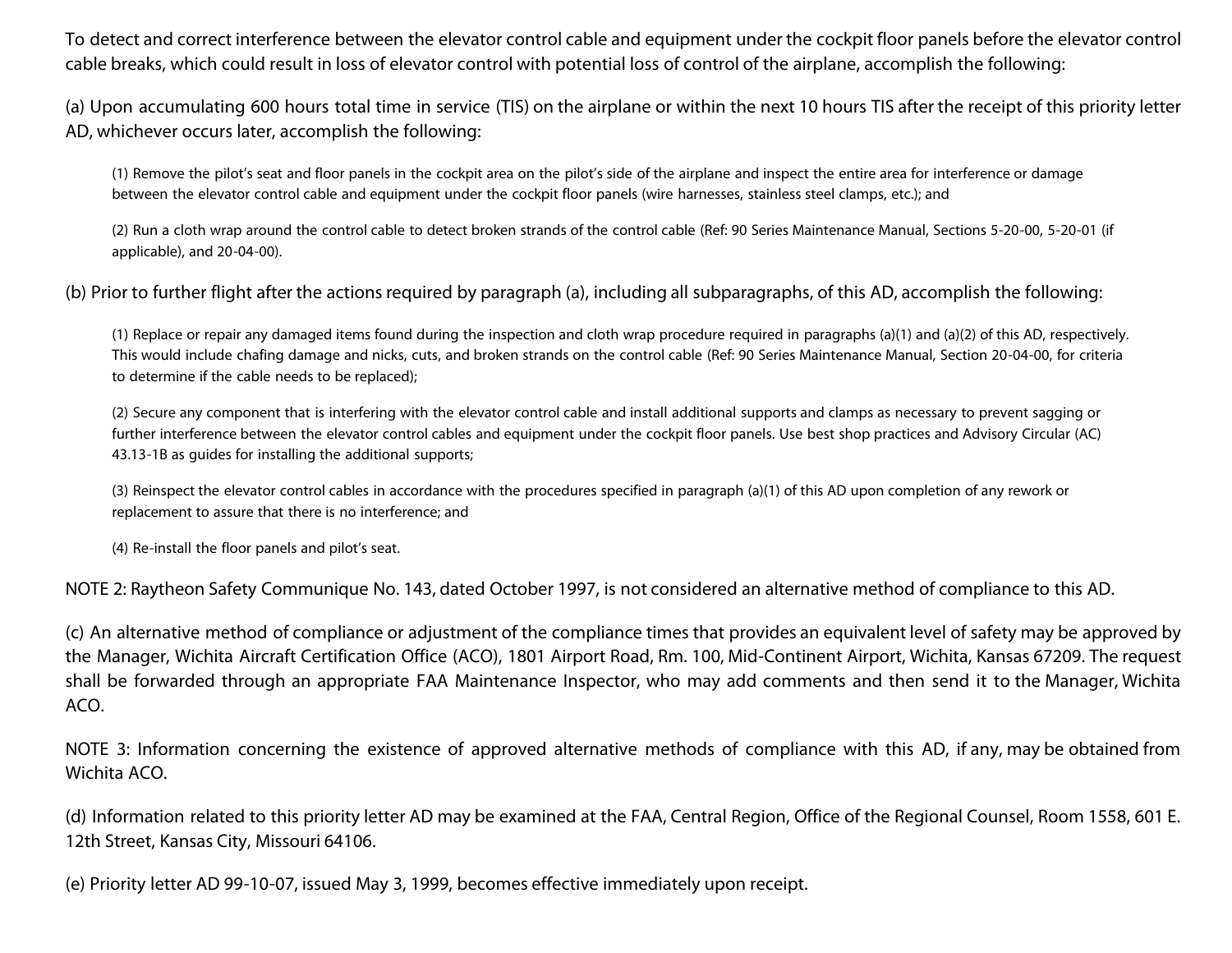To detect and correct interference between the elevator control cable and equipment under the cockpit floor panels before the elevator control cable breaks, which could result in loss of elevator control with potential loss of control of the airplane, accomplish the following:

(a) Upon accumulating 600 hours total time in service (TIS) on the airplane or within the next 10 hours TIS after the receipt of this priority letter AD, whichever occurs later, accomplish the following:

> (1) Remove the pilot's seat and floor panels in the cockpit area on the pilot's side of the airplane and inspect the entire area for interference or damage between the elevator control cable and equipment under the cockpit floor panels (wire harnesses, stainless steel clamps, etc.); and
>
> (2) Run a cloth wrap around the control cable to detect broken strands of the control cable (Ref: 90 Series Maintenance Manual, Sections 5-20-00, 5-20-01 (if applicable), and 20-04-00).

(b) Prior to further flight after the actions required by paragraph (a), including all subparagraphs, of this AD, accomplish the following:

> (1) Replace or repair any damaged items found during the inspection and cloth wrap procedure required in paragraphs (a)(1) and (a)(2) of this AD, respectively. This would include chafing damage and nicks, cuts, and broken strands on the control cable (Ref: 90 Series Maintenance Manual, Section 20-04-00, for criteria to determine if the cable needs to be replaced);
>
> (2) Secure any component that is interfering with the elevator control cable and install additional supports and clamps as necessary to prevent sagging or further interference between the elevator control cables and equipment under the cockpit floor panels. Use best shop practices and Advisory Circular (AC) 43.13-1B as guides for installing the additional supports;
>
> (3) Reinspect the elevator control cables in accordance with the procedures specified in paragraph (a)(1) of this AD upon completion of any rework or replacement to assure that there is no interference; and
>
> (4) Re-install the floor panels and pilot's seat.

NOTE 2: Raytheon Safety Communique No. 143, dated October 1997, is not considered an alternative method of compliance to this AD.

(c) An alternative method of compliance or adjustment of the compliance times that provides an equivalent level of safety may be approved by the Manager, Wichita Aircraft Certification Office (ACO), 1801 Airport Road, Rm. 100, Mid-Continent Airport, Wichita, Kansas 67209. The request shall be forwarded through an appropriate FAA Maintenance Inspector, who may add comments and then send it to the Manager, Wichita ACO.

NOTE 3: Information concerning the existence of approved alternative methods of compliance with this AD, if any, may be obtained from Wichita ACO.

(d) Information related to this priority letter AD may be examined at the FAA, Central Region, Office of the Regional Counsel, Room 1558, 601 E. 12th Street, Kansas City, Missouri 64106.

(e) Priority letter AD 99-10-07, issued May 3, 1999, becomes effective immediately upon receipt.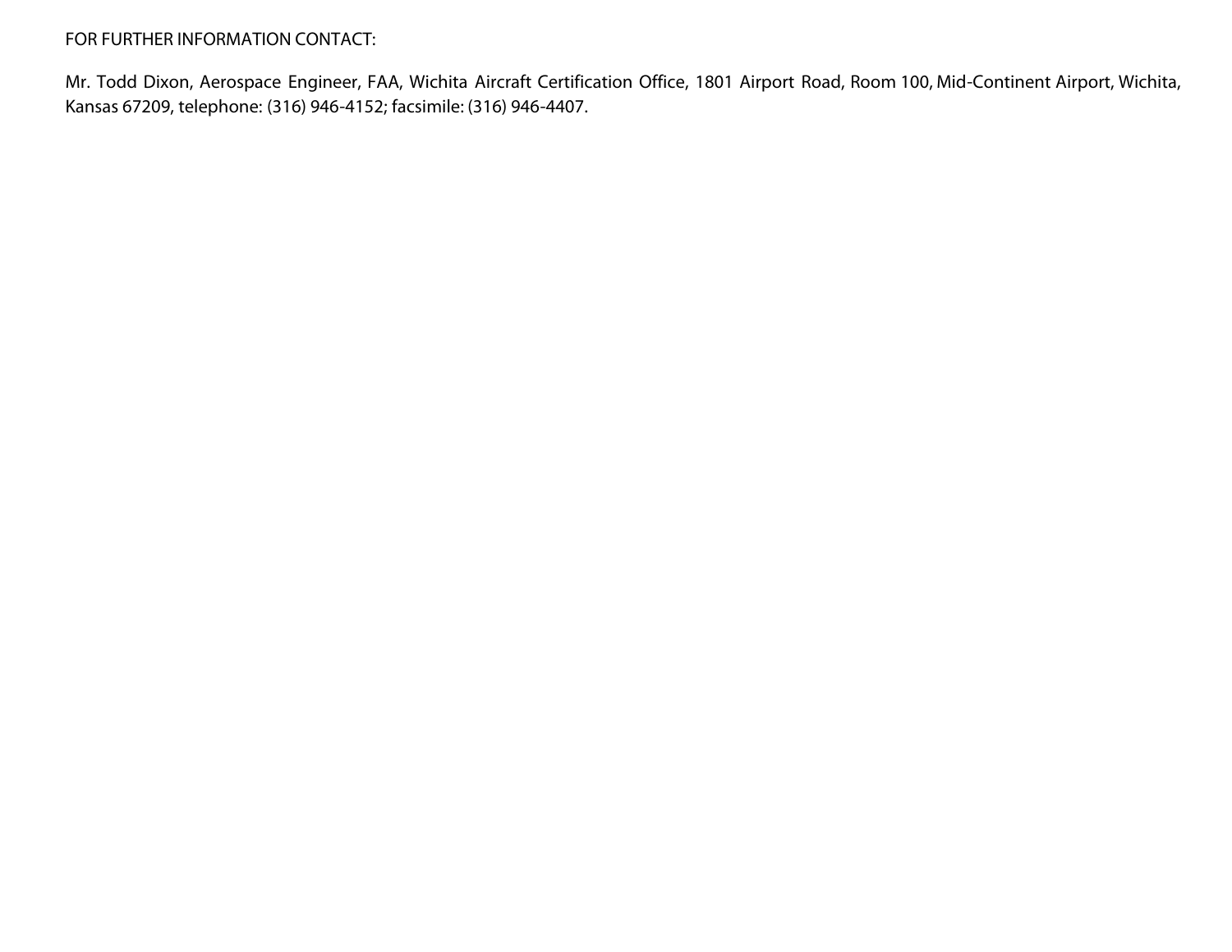FOR FURTHER INFORMATION CONTACT:

Mr. Todd Dixon, Aerospace Engineer, FAA, Wichita Aircraft Certification Office, 1801 Airport Road, Room 100, Mid-Continent Airport, Wichita, Kansas 67209, telephone: (316) 946-4152; facsimile: (316) 946-4407.